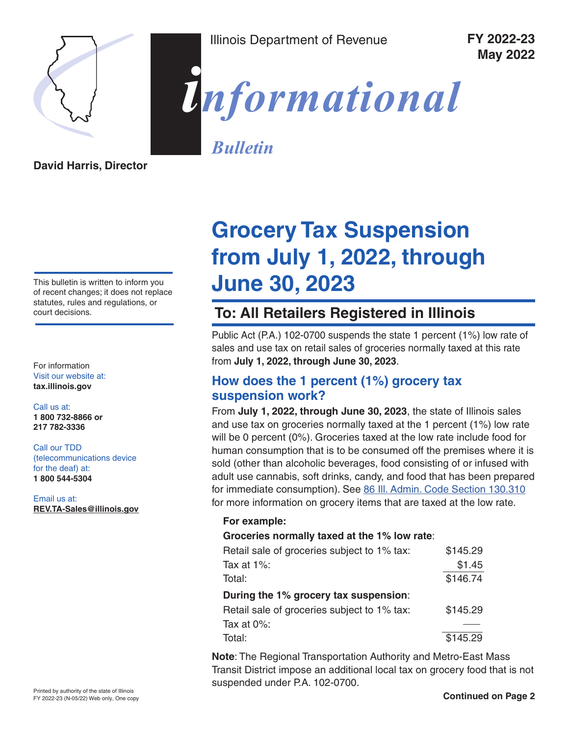Illinois Department of Revenue

**FY 2022-23**
**May 2022**

# *informational Bulletin*

**David Harris, Director**

This bulletin is written to inform you of recent changes; it does not replace statutes, rules and regulations, or court decisions.

For information
Visit our website at:
**tax.illinois.gov**

Call us at:
**1 800 732-8866 or**
**217 782-3336**

Call our TDD (telecommunications device for the deaf) at:
**1 800 544-5304**

Email us at:
**REV.TA-Sales@illinois.gov**

# Grocery Tax Suspension from July 1, 2022, through June 30, 2023

## To: All Retailers Registered in Illinois

Public Act (P.A.) 102-0700 suspends the state 1 percent (1%) low rate of sales and use tax on retail sales of groceries normally taxed at this rate from **July 1, 2022, through June 30, 2023**.

### How does the 1 percent (1%) grocery tax suspension work?

From **July 1, 2022, through June 30, 2023**, the state of Illinois sales and use tax on groceries normally taxed at the 1 percent (1%) low rate will be 0 percent (0%). Groceries taxed at the low rate include food for human consumption that is to be consumed off the premises where it is sold (other than alcoholic beverages, food consisting of or infused with adult use cannabis, soft drinks, candy, and food that has been prepared for immediate consumption). See [86 Ill. Admin. Code Section 130.310]() for more information on grocery items that are taxed at the low rate.

**For example:**

**Groceries normally taxed at the 1% low rate**:

| | |
|---|---|
| Retail sale of groceries subject to 1% tax: | $145.29 |
| Tax at 1%: | $1.45 |
| Total: | $146.74 |

**During the 1% grocery tax suspension**:

| | |
|---|---|
| Retail sale of groceries subject to 1% tax: | $145.29 |
| Tax at 0%: | — |
| Total: | $145.29 |

**Note**: The Regional Transportation Authority and Metro-East Mass Transit District impose an additional local tax on grocery food that is not suspended under P.A. 102-0700.

Printed by authority of the state of Illinois
FY 2022-23 (N-05/22) Web only, One copy

**Continued on Page 2**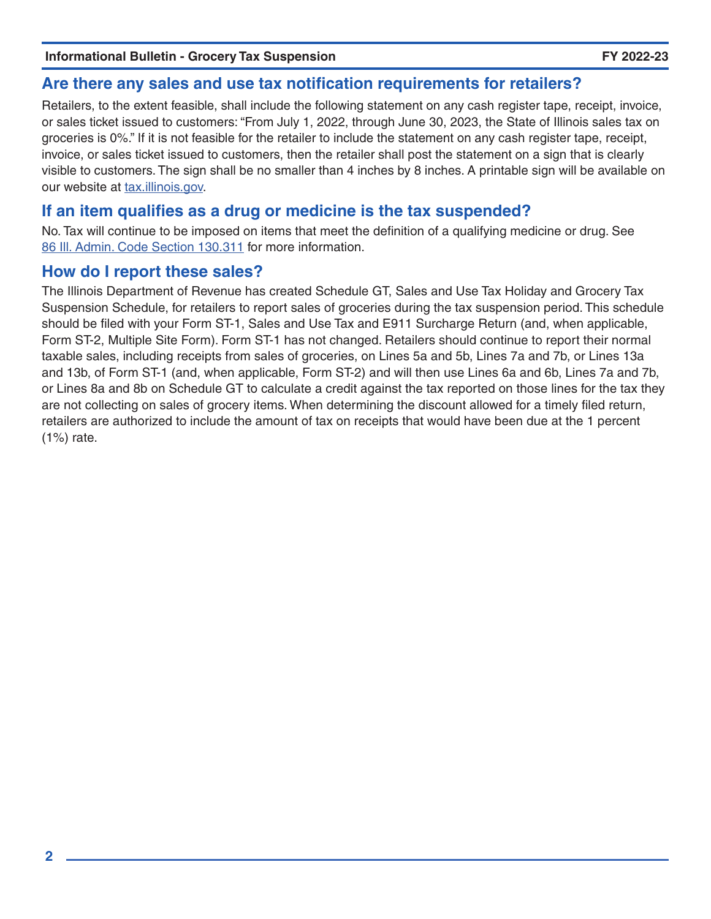## Are there any sales and use tax notification requirements for retailers?

Retailers, to the extent feasible, shall include the following statement on any cash register tape, receipt, invoice, or sales ticket issued to customers: "From July 1, 2022, through June 30, 2023, the State of Illinois sales tax on groceries is 0%." If it is not feasible for the retailer to include the statement on any cash register tape, receipt, invoice, or sales ticket issued to customers, then the retailer shall post the statement on a sign that is clearly visible to customers. The sign shall be no smaller than 4 inches by 8 inches. A printable sign will be available on our website at [tax.illinois.gov](tax.illinois.gov).

## If an item qualifies as a drug or medicine is the tax suspended?

No. Tax will continue to be imposed on items that meet the definition of a qualifying medicine or drug. See [86 Ill. Admin. Code Section 130.311](86 Ill. Admin. Code Section 130.311) for more information.

## How do I report these sales?

The Illinois Department of Revenue has created Schedule GT, Sales and Use Tax Holiday and Grocery Tax Suspension Schedule, for retailers to report sales of groceries during the tax suspension period. This schedule should be filed with your Form ST-1, Sales and Use Tax and E911 Surcharge Return (and, when applicable, Form ST-2, Multiple Site Form). Form ST-1 has not changed. Retailers should continue to report their normal taxable sales, including receipts from sales of groceries, on Lines 5a and 5b, Lines 7a and 7b, or Lines 13a and 13b, of Form ST-1 (and, when applicable, Form ST-2) and will then use Lines 6a and 6b, Lines 7a and 7b, or Lines 8a and 8b on Schedule GT to calculate a credit against the tax reported on those lines for the tax they are not collecting on sales of grocery items. When determining the discount allowed for a timely filed return, retailers are authorized to include the amount of tax on receipts that would have been due at the 1 percent (1%) rate.